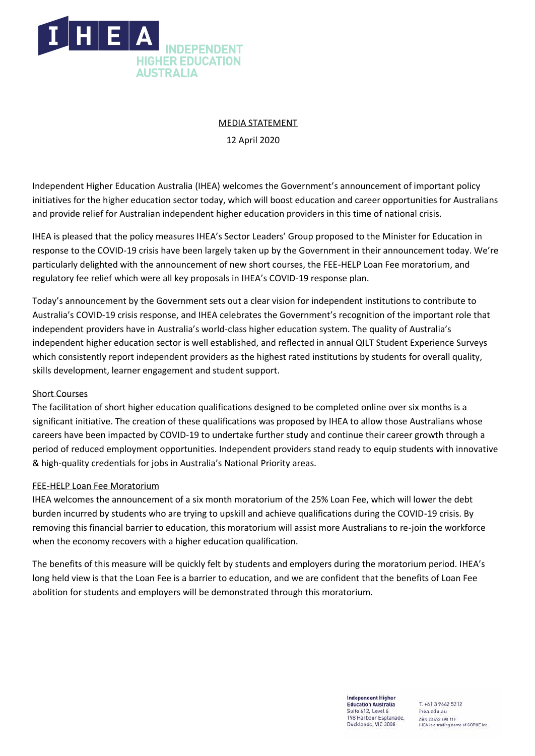# IHEA INDEPENDENT HIGHER EDUCATION AUSTRALIA

MEDIA STATEMENT

12 April 2020

Independent Higher Education Australia (IHEA) welcomes the Government's announcement of important policy initiatives for the higher education sector today, which will boost education and career opportunities for Australians and provide relief for Australian independent higher education providers in this time of national crisis.

IHEA is pleased that the policy measures IHEA's Sector Leaders' Group proposed to the Minister for Education in response to the COVID-19 crisis have been largely taken up by the Government in their announcement today. We're particularly delighted with the announcement of new short courses, the FEE-HELP Loan Fee moratorium, and regulatory fee relief which were all key proposals in IHEA's COVID-19 response plan.

Today's announcement by the Government sets out a clear vision for independent institutions to contribute to Australia's COVID-19 crisis response, and IHEA celebrates the Government's recognition of the important role that independent providers have in Australia's world-class higher education system. The quality of Australia's independent higher education sector is well established, and reflected in annual QILT Student Experience Surveys which consistently report independent providers as the highest rated institutions by students for overall quality, skills development, learner engagement and student support.

## Short Courses

The facilitation of short higher education qualifications designed to be completed online over six months is a significant initiative. The creation of these qualifications was proposed by IHEA to allow those Australians whose careers have been impacted by COVID-19 to undertake further study and continue their career growth through a period of reduced employment opportunities. Independent providers stand ready to equip students with innovative & high-quality credentials for jobs in Australia's National Priority areas.

## FEE-HELP Loan Fee Moratorium

IHEA welcomes the announcement of a six month moratorium of the 25% Loan Fee, which will lower the debt burden incurred by students who are trying to upskill and achieve qualifications during the COVID-19 crisis. By removing this financial barrier to education, this moratorium will assist more Australians to re-join the workforce when the economy recovers with a higher education qualification.

The benefits of this measure will be quickly felt by students and employers during the moratorium period. IHEA's long held view is that the Loan Fee is a barrier to education, and we are confident that the benefits of Loan Fee abolition for students and employers will be demonstrated through this moratorium.

Independent Higher Education Australia
Suite 612, Level 6
198 Harbour Esplanade,
Docklands, VIC 3008

T. +61 3 9642 5212
ihea.edu.au
ABN 23 472 498 119
IHEA is a trading name of COPHE Inc.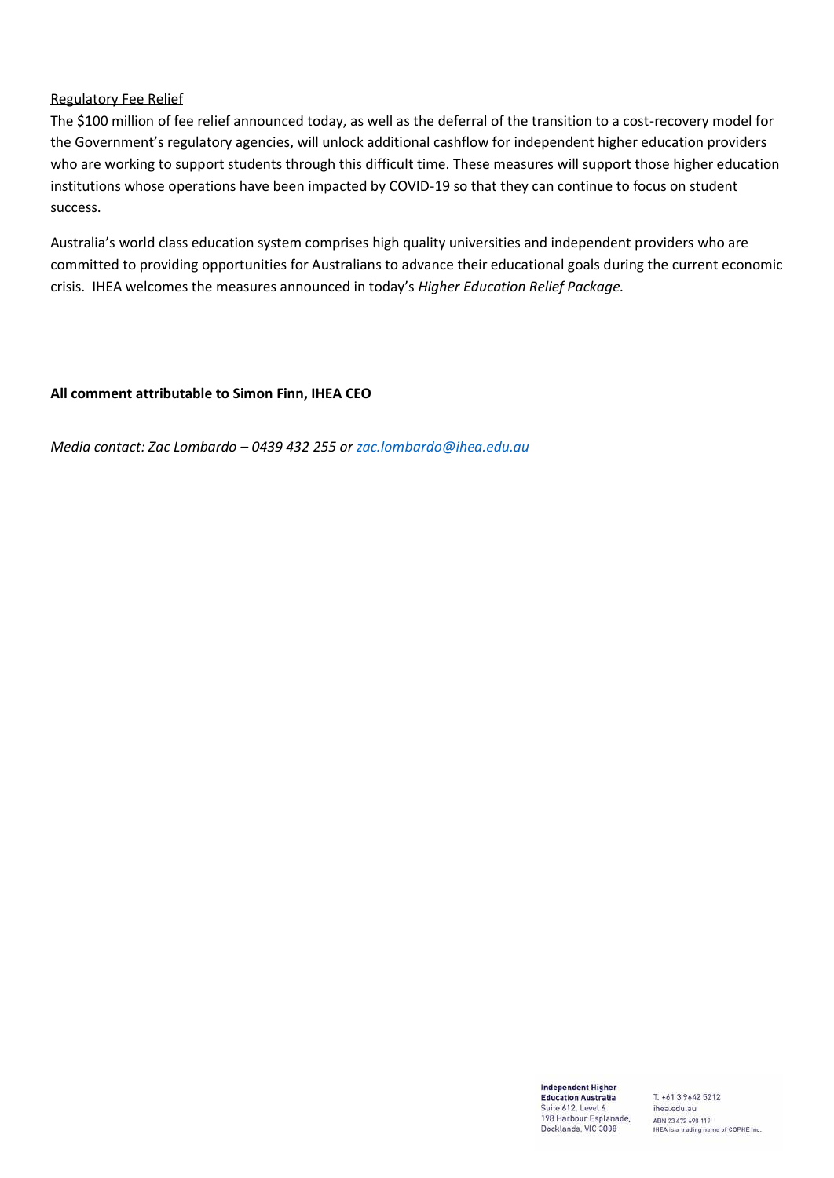<u>Regulatory Fee Relief</u>

The $100 million of fee relief announced today, as well as the deferral of the transition to a cost-recovery model for the Government's regulatory agencies, will unlock additional cashflow for independent higher education providers who are working to support students through this difficult time. These measures will support those higher education institutions whose operations have been impacted by COVID-19 so that they can continue to focus on student success.

Australia's world class education system comprises high quality universities and independent providers who are committed to providing opportunities for Australians to advance their educational goals during the current economic crisis. IHEA welcomes the measures announced in today's *Higher Education Relief Package.*

**All comment attributable to Simon Finn, IHEA CEO**

*Media contact: Zac Lombardo – 0439 432 255 or zac.lombardo@ihea.edu.au*

**Independent Higher Education Australia**
Suite 612, Level 6
198 Harbour Esplanade,
Docklands, VIC 3008

T. +61 3 9642 5212
ihea.edu.au
ABN 23 472 698 119
IHEA is a trading name of COPHE Inc.